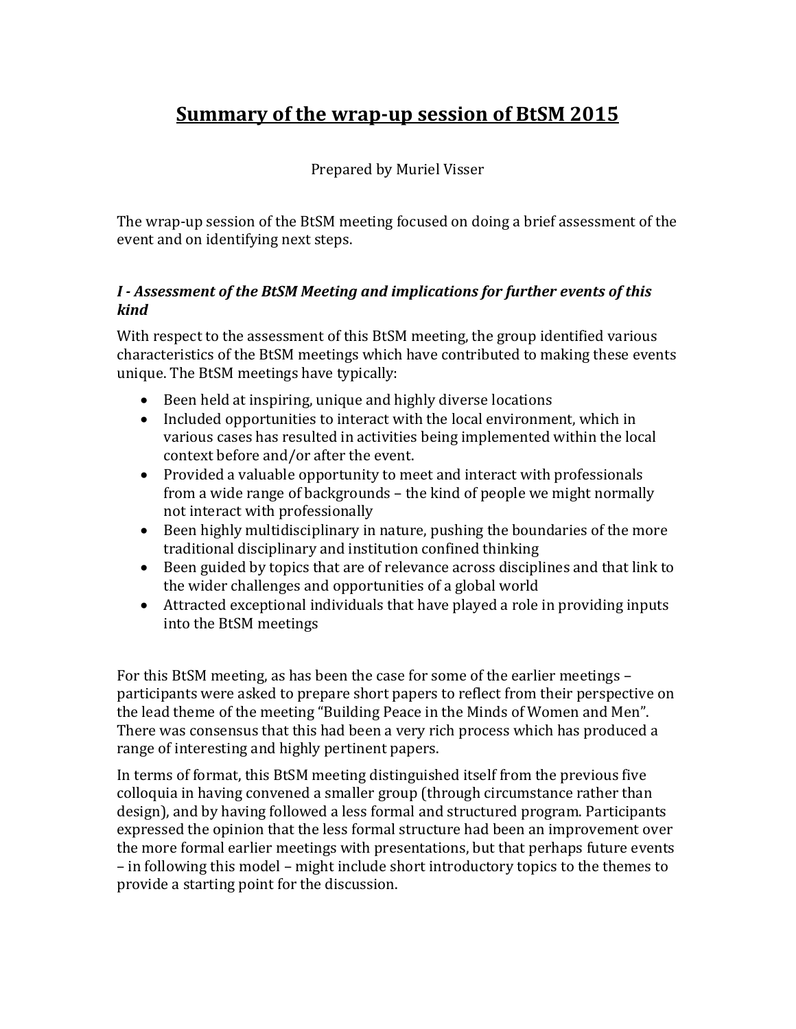# <u>Summary of the wrap-up session of BtSM 2015</u>

Prepared by Muriel Visser

The wrap-up session of the BtSM meeting focused on doing a brief assessment of the event and on identifying next steps.

### *I - Assessment of the BtSM Meeting and implications for further events of this kind*

With respect to the assessment of this BtSM meeting, the group identified various characteristics of the BtSM meetings which have contributed to making these events unique. The BtSM meetings have typically:

- Been held at inspiring, unique and highly diverse locations
- Included opportunities to interact with the local environment, which in various cases has resulted in activities being implemented within the local context before and/or after the event.
- Provided a valuable opportunity to meet and interact with professionals from a wide range of backgrounds – the kind of people we might normally not interact with professionally
- Been highly multidisciplinary in nature, pushing the boundaries of the more traditional disciplinary and institution confined thinking
- Been guided by topics that are of relevance across disciplines and that link to the wider challenges and opportunities of a global world
- Attracted exceptional individuals that have played a role in providing inputs into the BtSM meetings

For this BtSM meeting, as has been the case for some of the earlier meetings – participants were asked to prepare short papers to reflect from their perspective on the lead theme of the meeting "Building Peace in the Minds of Women and Men". There was consensus that this had been a very rich process which has produced a range of interesting and highly pertinent papers.

In terms of format, this BtSM meeting distinguished itself from the previous five colloquia in having convened a smaller group (through circumstance rather than design), and by having followed a less formal and structured program. Participants expressed the opinion that the less formal structure had been an improvement over the more formal earlier meetings with presentations, but that perhaps future events – in following this model – might include short introductory topics to the themes to provide a starting point for the discussion.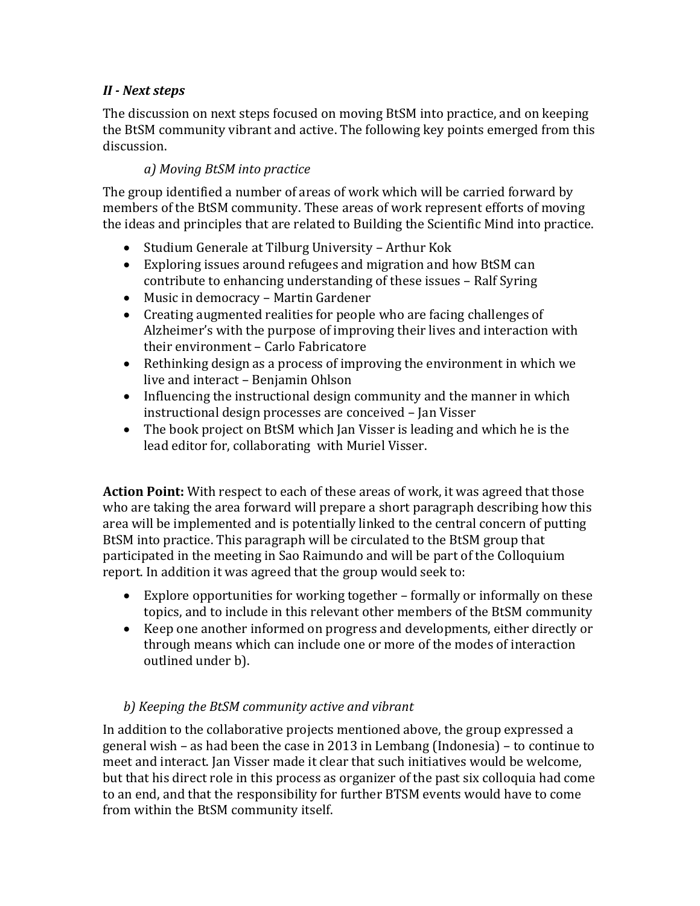## *II - Next steps*

The discussion on next steps focused on moving BtSM into practice, and on keeping the BtSM community vibrant and active. The following key points emerged from this discussion.

### *a) Moving BtSM into practice*

The group identified a number of areas of work which will be carried forward by members of the BtSM community. These areas of work represent efforts of moving the ideas and principles that are related to Building the Scientific Mind into practice.

- Studium Generale at Tilburg University – Arthur Kok
- Exploring issues around refugees and migration and how BtSM can contribute to enhancing understanding of these issues – Ralf Syring
- Music in democracy – Martin Gardener
- Creating augmented realities for people who are facing challenges of Alzheimer's with the purpose of improving their lives and interaction with their environment – Carlo Fabricatore
- Rethinking design as a process of improving the environment in which we live and interact – Benjamin Ohlson
- Influencing the instructional design community and the manner in which instructional design processes are conceived – Jan Visser
- The book project on BtSM which Jan Visser is leading and which he is the lead editor for, collaborating with Muriel Visser.

**Action Point:** With respect to each of these areas of work, it was agreed that those who are taking the area forward will prepare a short paragraph describing how this area will be implemented and is potentially linked to the central concern of putting BtSM into practice. This paragraph will be circulated to the BtSM group that participated in the meeting in Sao Raimundo and will be part of the Colloquium report. In addition it was agreed that the group would seek to:

- Explore opportunities for working together – formally or informally on these topics, and to include in this relevant other members of the BtSM community
- Keep one another informed on progress and developments, either directly or through means which can include one or more of the modes of interaction outlined under b).

### *b) Keeping the BtSM community active and vibrant*

In addition to the collaborative projects mentioned above, the group expressed a general wish – as had been the case in 2013 in Lembang (Indonesia) – to continue to meet and interact. Jan Visser made it clear that such initiatives would be welcome, but that his direct role in this process as organizer of the past six colloquia had come to an end, and that the responsibility for further BTSM events would have to come from within the BtSM community itself.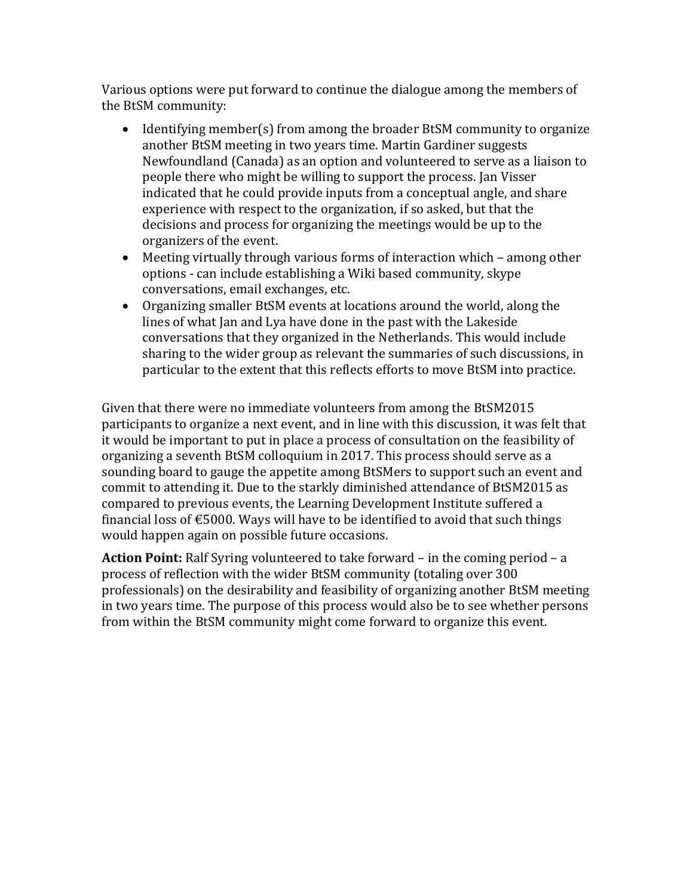Various options were put forward to continue the dialogue among the members of the BtSM community:

- Identifying member(s) from among the broader BtSM community to organize another BtSM meeting in two years time. Martin Gardiner suggests Newfoundland (Canada) as an option and volunteered to serve as a liaison to people there who might be willing to support the process. Jan Visser indicated that he could provide inputs from a conceptual angle, and share experience with respect to the organization, if so asked, but that the decisions and process for organizing the meetings would be up to the organizers of the event.
- Meeting virtually through various forms of interaction which – among other options - can include establishing a Wiki based community, skype conversations, email exchanges, etc.
- Organizing smaller BtSM events at locations around the world, along the lines of what Jan and Lya have done in the past with the Lakeside conversations that they organized in the Netherlands. This would include sharing to the wider group as relevant the summaries of such discussions, in particular to the extent that this reflects efforts to move BtSM into practice.

Given that there were no immediate volunteers from among the BtSM2015 participants to organize a next event, and in line with this discussion, it was felt that it would be important to put in place a process of consultation on the feasibility of organizing a seventh BtSM colloquium in 2017. This process should serve as a sounding board to gauge the appetite among BtSMers to support such an event and commit to attending it. Due to the starkly diminished attendance of BtSM2015 as compared to previous events, the Learning Development Institute suffered a financial loss of €5000. Ways will have to be identified to avoid that such things would happen again on possible future occasions.

**Action Point:** Ralf Syring volunteered to take forward – in the coming period – a process of reflection with the wider BtSM community (totaling over 300 professionals) on the desirability and feasibility of organizing another BtSM meeting in two years time. The purpose of this process would also be to see whether persons from within the BtSM community might come forward to organize this event.